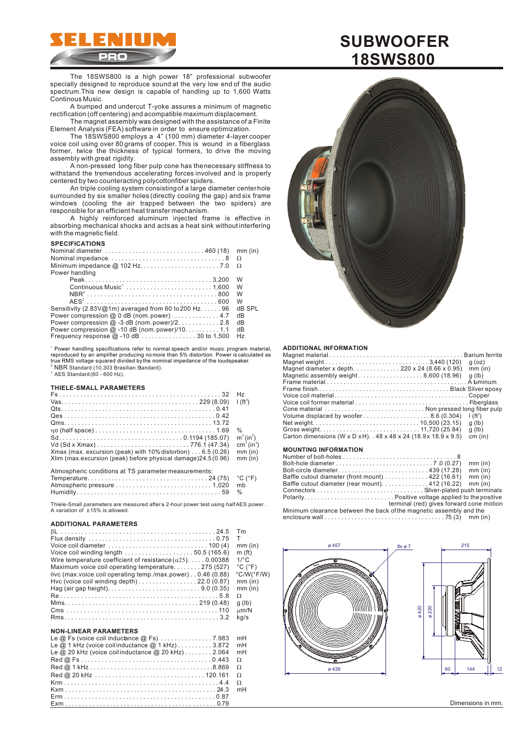# SUBWOOFER 18SWS800

The 18SWS800 is a high power 18" professional subwoofer specially designed to reproduce sound at the very low end of the audio spectrum.This new design is capable of handling up to 1,600 Watts Continous Music.

A bumped and undercut T-yoke assures a minimum of magnetic rectification (off centering) and acompatible maximum displacement.

The magnet assembly was designed with the assistance of a Finite Element Analysis (FEA) software in order to ensure optimization.

The 18SWS800 employs a 4" (100 mm) diameter 4-layer cooper voice coil using over 80 grams of cooper. This is wound in a fiberglass former, twice the thickness of typical formers, to drive the moving assembly with great rigidity.

A non-pressed long fiber pulp cone has the necessary stiffness to withstand the tremendous accelerating forces involved and is properly centered by two counteracting polycottonfiber spiders.

An triple cooling system consisting of a large diameter center hole surrounded by six smaller holes (directly cooling the gap) and six frame windows (cooling the air trapped between the two spiders) are responsible for an efficient heat transfer mechanism.

A highly reinforced aluminum injected frame is effective in absorbing mechanical shocks and acts as a heat sink without interfering with the magnetic field.

## SPECIFICATIONS

| Parameter | Value | Unit |
|---|---|---|
| Nominal diameter | 460 (18) | mm (in) |
| Nominal impedance | 8 | Ω |
| Minimum impedance @ 102 Hz | 7.0 | Ω |
| Power handling | | |
| Peak | 3,200 | W |
| Continuous Music[1] | 1,600 | W |
| NBR[2] | 800 | W |
| AES[3] | 600 | W |
| Sensitivity (2.83V@1m) averaged from 60 to 200 Hz. | 96 | dB SPL |
| Power compression @ 0 dB (nom. power) | 4.7 | dB |
| Power compression @ -3 dB (nom. power)/2 | 2.8 | dB |
| Power compression @ -10 dB (nom. power)/10 | 1.1 | dB |
| Frequency response @ -10 dB | 30 to 1,500 | Hz |

[1] Power handling specifications refer to normal speech and/or music program material, reproduced by an amplifier producing no more than 5% distortion. Power is calculated as true RMS voltage squared divided by the nominal impedance of the loudspeaker.
[2] NBR Standard (10,303 Brasilian Standard).
[3] AES Standard (60 - 600 Hz).

## THIELE-SMALL PARAMETERS

| Parameter | Value | Unit |
|---|---|---|
| Fs | 32 | Hz |
| Vas | 229 (8.09) | l (ft³) |
| Qts | 0.41 | |
| Qes | 0.42 | |
| Qms | 13.72 | |
| ηo (half space) | 1.69 | % |
| Sd | 0.1194 (185.07) | m² (in²) |
| Vd (Sd x Xmax) | 776.1 (47.34) | cm³ (in³) |
| Xmax (max. excursion (peak) with 10% distortion) | 6.5 (0.26) | mm (in) |
| Xlim (max. excursion (peak) before physical damage) | 24.5 (0.96) | mm (in) |

Atmospheric conditions at TS parameter measurements:

| Parameter | Value | Unit |
|---|---|---|
| Temperature | 24 (75) | °C (°F) |
| Atmospheric pressure | 1,020 | mb |
| Humidity | 59 | % |

Thiele-Small parameters are measured after a 2-hour power test using half AES power. A variation of ±15% is allowed.

## ADDITIONAL PARAMETERS

| Parameter | Value | Unit |
|---|---|---|
| βL | 24.5 | Tm |
| Flux density | 0.75 | T |
| Voice coil diameter | 100 (4) | mm (in) |
| Voice coil winding length | 50.5 (165.6) | m (ft) |
| Wire temperature coefficient of resistance (α25) | 0.00388 | 1/°C |
| Maximum voice coil operating temperature | 275 (527) | °C (°F) |
| θvc (max.voice coil operating temp./max.power) | 0.46 (0.88) | °C/W(°F/W) |
| Hvc (voice coil winding depth) | 22.0 (0.87) | mm (in) |
| Hag (air gap height) | 9.0 (0.35) | mm (in) |
| Re | 5.8 | Ω |
| Mms | 219 (0.48) | g (lb) |
| Cms | 110 | µm/N |
| Rms | 3.2 | kg/s |

## NON-LINEAR PARAMETERS

| Parameter | Value | Unit |
|---|---|---|
| Le @ Fs (voice coil inductance @ Fs) | 7.983 | mH |
| Le @ 1 kHz (voice coil inductance @ 1 kHz) | 3.872 | mH |
| Le @ 20 kHz (voice coil inductance @ 20 kHz) | 2.064 | mH |
| Red @ Fs | 0.443 | Ω |
| Red @ 1 kHz | 8.869 | Ω |
| Red @ 20 kHz | 120.161 | Ω |
| Krm | 4.4 | Ω |
| Kxm | 24.3 | mH |
| Erm | 0.87 | |
| Exm | 0.79 | |

## ADDITIONAL INFORMATION

| Parameter | Value | Unit |
|---|---|---|
| Magnet material | Barium ferrite | |
| Magnet weight | 3,440 (120) | g (oz) |
| Magnet diameter x depth | 220 x 24 (8.66 x 0.95) | mm (in) |
| Magnetic assembly weight | 8,600 (18.96) | g (lb) |
| Frame material | Aluminum | |
| Frame finish | Black Silver epoxy | |
| Voice coil material | Copper | |
| Voice coil former material | Fiberglass | |
| Cone material | Non pressed long fiber pulp | |
| Volume displaced by woofer | 8.6 (0.304) | l (ft³) |
| Net weight | 10,500 (23.15) | g (lb) |
| Gross weight | 11,720 (25.84) | g (lb) |
| Carton dimensions (W x D x H) | 48 x 48 x 24 (18.9x 18.9 x 9.5) | cm (in) |

## MOUNTING INFORMATION

| Parameter | Value | Unit |
|---|---|---|
| Number of bolt-holes | 8 | |
| Bolt-hole diameter | 7.0 (0.27) | mm (in) |
| Bolt-circle diameter | 439 (17.28) | mm (in) |
| Baffle cutout diameter (front mount) | 422 (16.61) | mm (in) |
| Baffle cutout diameter (rear mount) | 412 (16.22) | mm (in) |
| Connectors | Silver-plated push terminals | |
| Polarity | Positive voltage applied to the positive terminal (red) gives forward cone motion | |
| Minimum clearance between the back of the magnetic assembly and the enclosure wall | 75 (3) | mm (in) |

Dimensions in mm.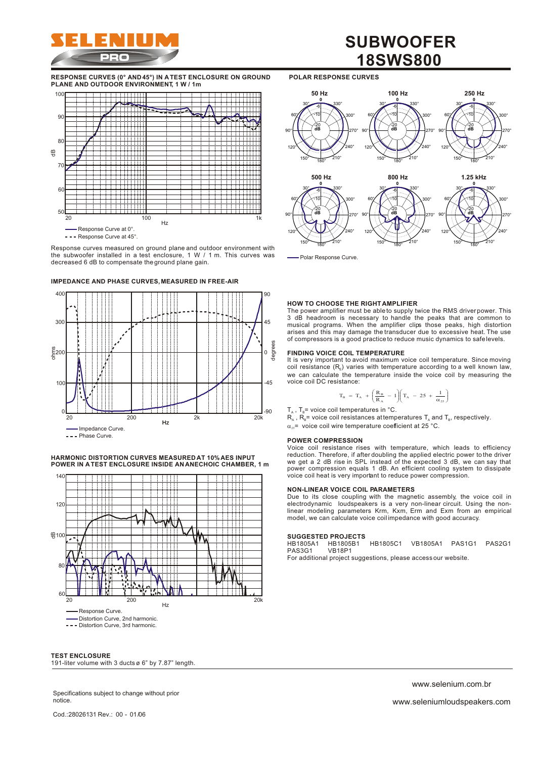# SUBWOOFER 18SWS800

**RESPONSE CURVES (0° AND 45°) IN A TEST ENCLOSURE ON GROUND PLANE AND OUTDOOR ENVIRONMENT, 1 W / 1m**

100
90
80
70
60
50
dB
20
100
1k
Hz

Response Curve at 0°.
Response Curve at 45°.

Response curves measured on ground plane and outdoor environment with the subwoofer installed in a test enclosure, 1 W / 1 m. This curves was decreased 6 dB to compensate the ground plane gain.

**IMPEDANCE AND PHASE CURVES, MEASURED IN FREE-AIR**

400
300
200
100
0
ohms
90
45
0
-45
-90
degrees
20
200
2k
20k
Hz

Impedance Curve.
Phase Curve.

**HARMONIC DISTORTION CURVES MEASURED AT 10% AES INPUT POWER IN A TEST ENCLOSURE INSIDE AN ANECHOIC CHAMBER, 1 m**

140
120
100
80
60
dB
20
200
20k
Hz

Response Curve.
Distortion Curve, 2nd harmonic.
Distortion Curve, 3rd harmonic.

**POLAR RESPONSE CURVES**

50 Hz
100 Hz
250 Hz
500 Hz
800 Hz
1.25 kHz

Polar Response Curve.

**HOW TO CHOOSE THE RIGHT AMPLIFIER**

The power amplifier must be able to supply twice the RMS driver power. This 3 dB headroom is necessary to handle the peaks that are common to musical programs. When the amplifier clips those peaks, high distortion arises and this may damage the transducer due to excessive heat. The use of compressors is a good practice to reduce music dynamics to safe levels.

**FINDING VOICE COIL TEMPERATURE**

It is very important to avoid maximum voice coil temperature. Since moving coil resistance ($R_E$) varies with temperature according to a well known law, we can calculate the temperature inside the voice coil by measuring the voice coil DC resistance:

$$T_B = T_A + \left(\frac{R_B}{R_A} - 1\right)\left(T_A - 25 + \frac{1}{\alpha_{25}}\right)$$

$T_A$, $T_B$ = voice coil temperatures in °C.
$R_A$, $R_B$ = voice coil resistances at temperatures $T_A$ and $T_B$, respectively.
$\alpha_{25}$ = voice coil wire temperature coefficient at 25 °C.

**POWER COMPRESSION**

Voice coil resistance rises with temperature, which leads to efficiency reduction. Therefore, if after doubling the applied electric power to the driver we get a 2 dB rise in SPL instead of the expected 3 dB, we can say that power compression equals 1 dB. An efficient cooling system to dissipate voice coil heat is very important to reduce power compression.

**NON-LINEAR VOICE COIL PARAMETERS**

Due to its close coupling with the magnetic assembly, the voice coil in electrodynamic loudspeakers is a very non-linear circuit. Using the non-linear modeling parameters Krm, Kxm, Erm and Exm from an empirical model, we can calculate voice coil impedance with good accuracy.

**SUGGESTED PROJECTS**

HB1805A1 HB1805B1 HB1805C1 VB1805A1 PAS1G1 PAS2G1 PAS3G1 VB18P1

For additional project suggestions, please access our website.

**TEST ENCLOSURE**

191-liter volume with 3 ducts ø 6" by 7.87" length.

Specifications subject to change without prior notice.

www.selenium.com.br

www.seleniumloudspeakers.com

Cod.:28026131 Rev.: 00 - 01/06